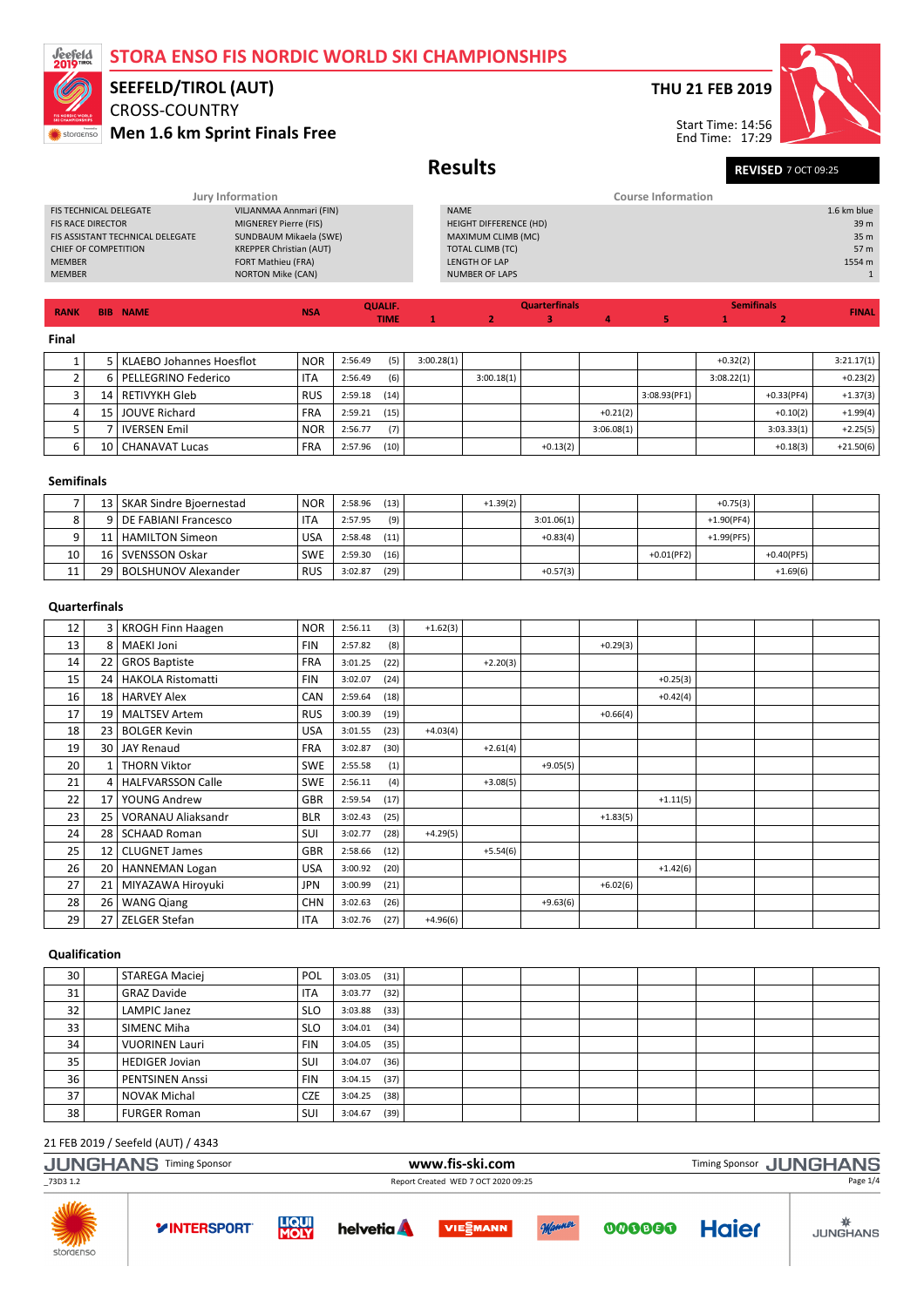# STORA ENSO FIS NORDIC WORLD SKI CHAMPIONSHIPS

## SEEFELD/TIROL (AUT)

CROSS-COUNTRY

**Men 1.6 km Sprint Finals Free**

**THU 21 FEB 2019**

Start Time: 14:56
End Time: 17:29

# Results

**REVISED** 7 OCT 09:25

### Jury Information

| | |
|---|---|
| FIS TECHNICAL DELEGATE | VILJANMAA Annmari (FIN) |
| FIS RACE DIRECTOR | MIGNEREY Pierre (FIS) |
| FIS ASSISTANT TECHNICAL DELEGATE | SUNDBAUM Mikaela (SWE) |
| CHIEF OF COMPETITION | KREPPER Christian (AUT) |
| MEMBER | FORT Mathieu (FRA) |
| MEMBER | NORTON Mike (CAN) |

### Course Information

| | |
|---|---|
| NAME | 1.6 km blue |
| HEIGHT DIFFERENCE (HD) | 39 m |
| MAXIMUM CLIMB (MC) | 35 m |
| TOTAL CLIMB (TC) | 57 m |
| LENGTH OF LAP | 1554 m |
| NUMBER OF LAPS | 1 |

| RANK | BIB | NAME | NSA | QUALIF. TIME | | Quarterfinals 1 | 2 | 3 | 4 | 5 | Semifinals 1 | 2 | FINAL |
|---|---|---|---|---|---|---|---|---|---|---|---|---|---|
| **Final** | | | | | | | | | | | | | |
| 1 | 5 | KLAEBO Johannes Hoesflot | NOR | 2:56.49 | (5) | 3:00.28(1) | | | | | +0.32(2) | | 3:21.17(1) |
| 2 | 6 | PELLEGRINO Federico | ITA | 2:56.49 | (6) | | 3:00.18(1) | | | | 3:08.22(1) | | +0.23(2) |
| 3 | 14 | RETIVYKH Gleb | RUS | 2:59.18 | (14) | | | | | 3:08.93(PF1) | | +0.33(PF4) | +1.37(3) |
| 4 | 15 | JOUVE Richard | FRA | 2:59.21 | (15) | | | | +0.21(2) | | | +0.10(2) | +1.99(4) |
| 5 | 7 | IVERSEN Emil | NOR | 2:56.77 | (7) | | | | 3:06.08(1) | | | 3:03.33(1) | +2.25(5) |
| 6 | 10 | CHANAVAT Lucas | FRA | 2:57.96 | (10) | | | +0.13(2) | | | | +0.18(3) | +21.50(6) |
| **Semifinals** | | | | | | | | | | | | | |
| 7 | 13 | SKAR Sindre Bjoernestad | NOR | 2:58.96 | (13) | | +1.39(2) | | | | +0.75(3) | | |
| 8 | 9 | DE FABIANI Francesco | ITA | 2:57.95 | (9) | | | 3:01.06(1) | | | +1.90(PF4) | | |
| 9 | 11 | HAMILTON Simeon | USA | 2:58.48 | (11) | | | +0.83(4) | | | +1.99(PF5) | | |
| 10 | 16 | SVENSSON Oskar | SWE | 2:59.30 | (16) | | | | | +0.01(PF2) | | +0.40(PF5) | |
| 11 | 29 | BOLSHUNOV Alexander | RUS | 3:02.87 | (29) | | | +0.57(3) | | | | +1.69(6) | |
| **Quarterfinals** | | | | | | | | | | | | | |
| 12 | 3 | KROGH Finn Haagen | NOR | 2:56.11 | (3) | +1.62(3) | | | | | | | |
| 13 | 8 | MAEKI Joni | FIN | 2:57.82 | (8) | | | | +0.29(3) | | | | |
| 14 | 22 | GROS Baptiste | FRA | 3:01.25 | (22) | | +2.20(3) | | | | | | |
| 15 | 24 | HAKOLA Ristomatti | FIN | 3:02.07 | (24) | | | | | +0.25(3) | | | |
| 16 | 18 | HARVEY Alex | CAN | 2:59.64 | (18) | | | | | +0.42(4) | | | |
| 17 | 19 | MALTSEV Artem | RUS | 3:00.39 | (19) | | | | +0.66(4) | | | | |
| 18 | 23 | BOLGER Kevin | USA | 3:01.55 | (23) | +4.03(4) | | | | | | | |
| 19 | 30 | JAY Renaud | FRA | 3:02.87 | (30) | | +2.61(4) | | | | | | |
| 20 | 1 | THORN Viktor | SWE | 2:55.58 | (1) | | | +9.05(5) | | | | | |
| 21 | 4 | HALFVARSSON Calle | SWE | 2:56.11 | (4) | | +3.08(5) | | | | | | |
| 22 | 17 | YOUNG Andrew | GBR | 2:59.54 | (17) | | | | | +1.11(5) | | | |
| 23 | 25 | VORANAU Aliaksandr | BLR | 3:02.43 | (25) | | | | +1.83(5) | | | | |
| 24 | 28 | SCHAAD Roman | SUI | 3:02.77 | (28) | +4.29(5) | | | | | | | |
| 25 | 12 | CLUGNET James | GBR | 2:58.66 | (12) | | +5.54(6) | | | | | | |
| 26 | 20 | HANNEMAN Logan | USA | 3:00.92 | (20) | | | | | +1.42(6) | | | |
| 27 | 21 | MIYAZAWA Hiroyuki | JPN | 3:00.99 | (21) | | | | +6.02(6) | | | | |
| 28 | 26 | WANG Qiang | CHN | 3:02.63 | (26) | | | +9.63(6) | | | | | |
| 29 | 27 | ZELGER Stefan | ITA | 3:02.76 | (27) | +4.96(6) | | | | | | | |
| **Qualification** | | | | | | | | | | | | | |
| 30 | | STAREGA Maciej | POL | 3:03.05 | (31) | | | | | | | | |
| 31 | | GRAZ Davide | ITA | 3:03.77 | (32) | | | | | | | | |
| 32 | | LAMPIC Janez | SLO | 3:03.88 | (33) | | | | | | | | |
| 33 | | SIMENC Miha | SLO | 3:04.01 | (34) | | | | | | | | |
| 34 | | VUORINEN Lauri | FIN | 3:04.05 | (35) | | | | | | | | |
| 35 | | HEDIGER Jovian | SUI | 3:04.07 | (36) | | | | | | | | |
| 36 | | PENTSINEN Anssi | FIN | 3:04.15 | (37) | | | | | | | | |
| 37 | | NOVAK Michal | CZE | 3:04.25 | (38) | | | | | | | | |
| 38 | | FURGER Roman | SUI | 3:04.67 | (39) | | | | | | | | |

21 FEB 2019 / Seefeld (AUT) / 4343

www.fis-ski.com

_73D3 1.2 Report Created WED 7 OCT 2020 09:25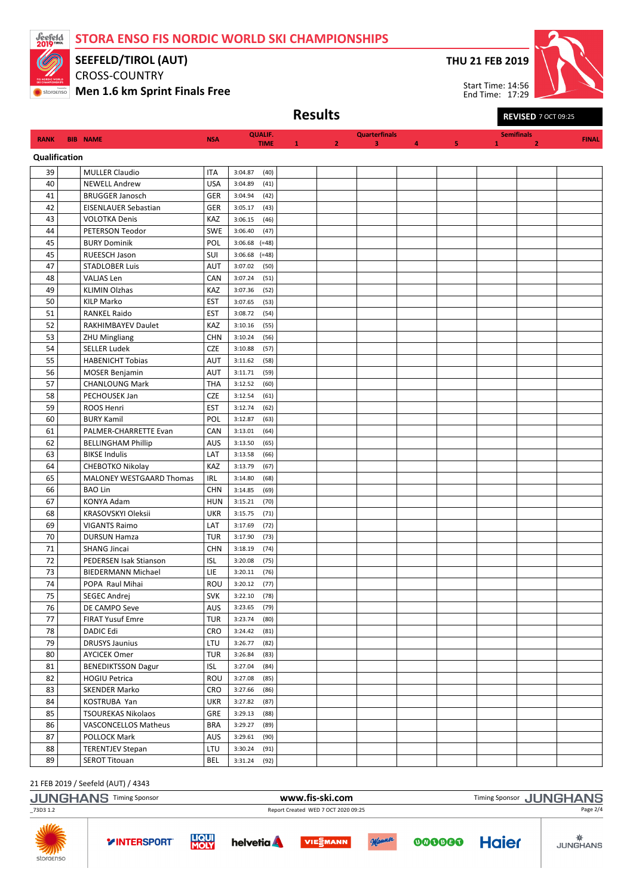# STORA ENSO FIS NORDIC WORLD SKI CHAMPIONSHIPS

## SEEFELD/TIROL (AUT)

CROSS-COUNTRY

**Men 1.6 km Sprint Finals Free**

**THU 21 FEB 2019**

Start Time: 14:56
End Time: 17:29

## Results

**REVISED** 7 OCT 09:25

| RANK | BIB | NAME | NSA | QUALIF. TIME | | Quarterfinals 1 | 2 | 3 | 4 | 5 | Semifinals 1 | 2 | FINAL |
|---|---|---|---|---|---|---|---|---|---|---|---|---|---|
| **Qualification** | | | | | | | | | | | | | |
| 39 | | MULLER Claudio | ITA | 3:04.87 | (40) | | | | | | | | |
| 40 | | NEWELL Andrew | USA | 3:04.89 | (41) | | | | | | | | |
| 41 | | BRUGGER Janosch | GER | 3:04.94 | (42) | | | | | | | | |
| 42 | | EISENLAUER Sebastian | GER | 3:05.17 | (43) | | | | | | | | |
| 43 | | VOLOTKA Denis | KAZ | 3:06.15 | (46) | | | | | | | | |
| 44 | | PETERSON Teodor | SWE | 3:06.40 | (47) | | | | | | | | |
| 45 | | BURY Dominik | POL | 3:06.68 | (=48) | | | | | | | | |
| 45 | | RUEESCH Jason | SUI | 3:06.68 | (=48) | | | | | | | | |
| 47 | | STADLOBER Luis | AUT | 3:07.02 | (50) | | | | | | | | |
| 48 | | VALJAS Len | CAN | 3:07.24 | (51) | | | | | | | | |
| 49 | | KLIMIN Olzhas | KAZ | 3:07.36 | (52) | | | | | | | | |
| 50 | | KILP Marko | EST | 3:07.65 | (53) | | | | | | | | |
| 51 | | RANKEL Raido | EST | 3:08.72 | (54) | | | | | | | | |
| 52 | | RAKHIMBAYEV Daulet | KAZ | 3:10.16 | (55) | | | | | | | | |
| 53 | | ZHU Mingliang | CHN | 3:10.24 | (56) | | | | | | | | |
| 54 | | SELLER Ludek | CZE | 3:10.88 | (57) | | | | | | | | |
| 55 | | HABENICHT Tobias | AUT | 3:11.62 | (58) | | | | | | | | |
| 56 | | MOSER Benjamin | AUT | 3:11.71 | (59) | | | | | | | | |
| 57 | | CHANLOUNG Mark | THA | 3:12.52 | (60) | | | | | | | | |
| 58 | | PECHOUSEK Jan | CZE | 3:12.54 | (61) | | | | | | | | |
| 59 | | ROOS Henri | EST | 3:12.74 | (62) | | | | | | | | |
| 60 | | BURY Kamil | POL | 3:12.87 | (63) | | | | | | | | |
| 61 | | PALMER-CHARRETTE Evan | CAN | 3:13.01 | (64) | | | | | | | | |
| 62 | | BELLINGHAM Phillip | AUS | 3:13.50 | (65) | | | | | | | | |
| 63 | | BIKSE Indulis | LAT | 3:13.58 | (66) | | | | | | | | |
| 64 | | CHEBOTKO Nikolay | KAZ | 3:13.79 | (67) | | | | | | | | |
| 65 | | MALONEY WESTGAARD Thomas | IRL | 3:14.80 | (68) | | | | | | | | |
| 66 | | BAO Lin | CHN | 3:14.85 | (69) | | | | | | | | |
| 67 | | KONYA Adam | HUN | 3:15.21 | (70) | | | | | | | | |
| 68 | | KRASOVSKYI Oleksii | UKR | 3:15.75 | (71) | | | | | | | | |
| 69 | | VIGANTS Raimo | LAT | 3:17.69 | (72) | | | | | | | | |
| 70 | | DURSUN Hamza | TUR | 3:17.90 | (73) | | | | | | | | |
| 71 | | SHANG Jincai | CHN | 3:18.19 | (74) | | | | | | | | |
| 72 | | PEDERSEN Isak Stianson | ISL | 3:20.08 | (75) | | | | | | | | |
| 73 | | BIEDERMANN Michael | LIE | 3:20.11 | (76) | | | | | | | | |
| 74 | | POPA Raul Mihai | ROU | 3:20.12 | (77) | | | | | | | | |
| 75 | | SEGEC Andrej | SVK | 3:22.10 | (78) | | | | | | | | |
| 76 | | DE CAMPO Seve | AUS | 3:23.65 | (79) | | | | | | | | |
| 77 | | FIRAT Yusuf Emre | TUR | 3:23.74 | (80) | | | | | | | | |
| 78 | | DADIC Edi | CRO | 3:24.42 | (81) | | | | | | | | |
| 79 | | DRUSYS Jaunius | LTU | 3:26.77 | (82) | | | | | | | | |
| 80 | | AYCICEK Omer | TUR | 3:26.84 | (83) | | | | | | | | |
| 81 | | BENEDIKTSSON Dagur | ISL | 3:27.04 | (84) | | | | | | | | |
| 82 | | HOGIU Petrica | ROU | 3:27.08 | (85) | | | | | | | | |
| 83 | | SKENDER Marko | CRO | 3:27.66 | (86) | | | | | | | | |
| 84 | | KOSTRUBA Yan | UKR | 3:27.82 | (87) | | | | | | | | |
| 85 | | TSOUREKAS Nikolaos | GRE | 3:29.13 | (88) | | | | | | | | |
| 86 | | VASCONCELLOS Matheus | BRA | 3:29.27 | (89) | | | | | | | | |
| 87 | | POLLOCK Mark | AUS | 3:29.61 | (90) | | | | | | | | |
| 88 | | TERENTJEV Stepan | LTU | 3:30.24 | (91) | | | | | | | | |
| 89 | | SEROT Titouan | BEL | 3:31.24 | (92) | | | | | | | | |

21 FEB 2019 / Seefeld (AUT) / 4343

JUNGHANS Timing Sponsor — www.fis-ski.com — Timing Sponsor JUNGHANS

_73D3 1.2 — Report Created WED 7 OCT 2020 09:25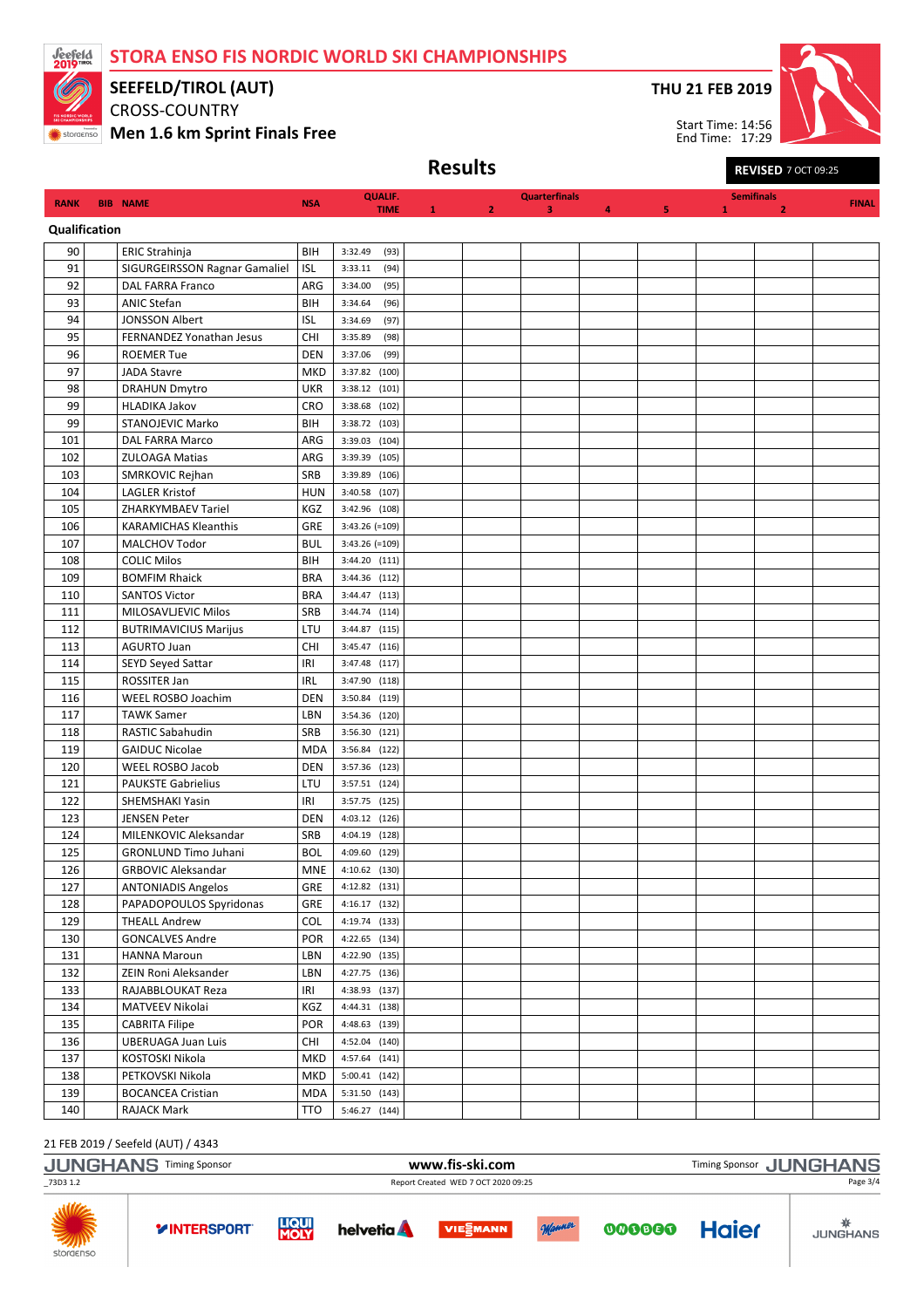# STORA ENSO FIS NORDIC WORLD SKI CHAMPIONSHIPS

## SEEFELD/TIROL (AUT)

CROSS-COUNTRY

**Men 1.6 km Sprint Finals Free**

**THU 21 FEB 2019**

Start Time: 14:56
End Time: 17:29

## Results

**REVISED** 7 OCT 09:25

| RANK | BIB | NAME | NSA | QUALIF. TIME | Quarterfinals 1 | 2 | 3 | 4 | 5 | Semifinals 1 | 2 | FINAL |
|---|---|---|---|---|---|---|---|---|---|---|---|---|
| **Qualification** | | | | | | | | | | | | |
| 90 | | ERIC Strahinja | BIH | 3:32.49 (93) | | | | | | | | |
| 91 | | SIGURGEIRSSON Ragnar Gamaliel | ISL | 3:33.11 (94) | | | | | | | | |
| 92 | | DAL FARRA Franco | ARG | 3:34.00 (95) | | | | | | | | |
| 93 | | ANIC Stefan | BIH | 3:34.64 (96) | | | | | | | | |
| 94 | | JONSSON Albert | ISL | 3:34.69 (97) | | | | | | | | |
| 95 | | FERNANDEZ Yonathan Jesus | CHI | 3:35.89 (98) | | | | | | | | |
| 96 | | ROEMER Tue | DEN | 3:37.06 (99) | | | | | | | | |
| 97 | | JADA Stavre | MKD | 3:37.82 (100) | | | | | | | | |
| 98 | | DRAHUN Dmytro | UKR | 3:38.12 (101) | | | | | | | | |
| 99 | | HLADIKA Jakov | CRO | 3:38.68 (102) | | | | | | | | |
| 99 | | STANOJEVIC Marko | BIH | 3:38.72 (103) | | | | | | | | |
| 101 | | DAL FARRA Marco | ARG | 3:39.03 (104) | | | | | | | | |
| 102 | | ZULOAGA Matias | ARG | 3:39.39 (105) | | | | | | | | |
| 103 | | SMRKOVIC Rejhan | SRB | 3:39.89 (106) | | | | | | | | |
| 104 | | LAGLER Kristof | HUN | 3:40.58 (107) | | | | | | | | |
| 105 | | ZHARKYMBAEV Tariel | KGZ | 3:42.96 (108) | | | | | | | | |
| 106 | | KARAMICHAS Kleanthis | GRE | 3:43.26 (=109) | | | | | | | | |
| 107 | | MALCHOV Todor | BUL | 3:43.26 (=109) | | | | | | | | |
| 108 | | COLIC Milos | BIH | 3:44.20 (111) | | | | | | | | |
| 109 | | BOMFIM Rhaick | BRA | 3:44.36 (112) | | | | | | | | |
| 110 | | SANTOS Victor | BRA | 3:44.47 (113) | | | | | | | | |
| 111 | | MILOSAVLJEVIC Milos | SRB | 3:44.74 (114) | | | | | | | | |
| 112 | | BUTRIMAVICIUS Marijus | LTU | 3:44.87 (115) | | | | | | | | |
| 113 | | AGURTO Juan | CHI | 3:45.47 (116) | | | | | | | | |
| 114 | | SEYD Seyed Sattar | IRI | 3:47.48 (117) | | | | | | | | |
| 115 | | ROSSITER Jan | IRL | 3:47.90 (118) | | | | | | | | |
| 116 | | WEEL ROSBO Joachim | DEN | 3:50.84 (119) | | | | | | | | |
| 117 | | TAWK Samer | LBN | 3:54.36 (120) | | | | | | | | |
| 118 | | RASTIC Sabahudin | SRB | 3:56.30 (121) | | | | | | | | |
| 119 | | GAIDUC Nicolae | MDA | 3:56.84 (122) | | | | | | | | |
| 120 | | WEEL ROSBO Jacob | DEN | 3:57.36 (123) | | | | | | | | |
| 121 | | PAUKSTE Gabrielius | LTU | 3:57.51 (124) | | | | | | | | |
| 122 | | SHEMSHAKI Yasin | IRI | 3:57.75 (125) | | | | | | | | |
| 123 | | JENSEN Peter | DEN | 4:03.12 (126) | | | | | | | | |
| 124 | | MILENKOVIC Aleksandar | SRB | 4:04.19 (128) | | | | | | | | |
| 125 | | GRONLUND Timo Juhani | BOL | 4:09.60 (129) | | | | | | | | |
| 126 | | GRBOVIC Aleksandar | MNE | 4:10.62 (130) | | | | | | | | |
| 127 | | ANTONIADIS Angelos | GRE | 4:12.82 (131) | | | | | | | | |
| 128 | | PAPADOPOULOS Spyridonas | GRE | 4:16.17 (132) | | | | | | | | |
| 129 | | THEALL Andrew | COL | 4:19.74 (133) | | | | | | | | |
| 130 | | GONCALVES Andre | POR | 4:22.65 (134) | | | | | | | | |
| 131 | | HANNA Maroun | LBN | 4:22.90 (135) | | | | | | | | |
| 132 | | ZEIN Roni Aleksander | LBN | 4:27.75 (136) | | | | | | | | |
| 133 | | RAJABBLOUKAT Reza | IRI | 4:38.93 (137) | | | | | | | | |
| 134 | | MATVEEV Nikolai | KGZ | 4:44.31 (138) | | | | | | | | |
| 135 | | CABRITA Filipe | POR | 4:48.63 (139) | | | | | | | | |
| 136 | | UBERUAGA Juan Luis | CHI | 4:52.04 (140) | | | | | | | | |
| 137 | | KOSTOSKI Nikola | MKD | 4:57.64 (141) | | | | | | | | |
| 138 | | PETKOVSKI Nikola | MKD | 5:00.41 (142) | | | | | | | | |
| 139 | | BOCANCEA Cristian | MDA | 5:31.50 (143) | | | | | | | | |
| 140 | | RAJACK Mark | TTO | 5:46.27 (144) | | | | | | | | |

21 FEB 2019 / Seefeld (AUT) / 4343

JUNGHANS Timing Sponsor — www.fis-ski.com — Timing Sponsor JUNGHANS

_73D3 1.2 — Report Created WED 7 OCT 2020 09:25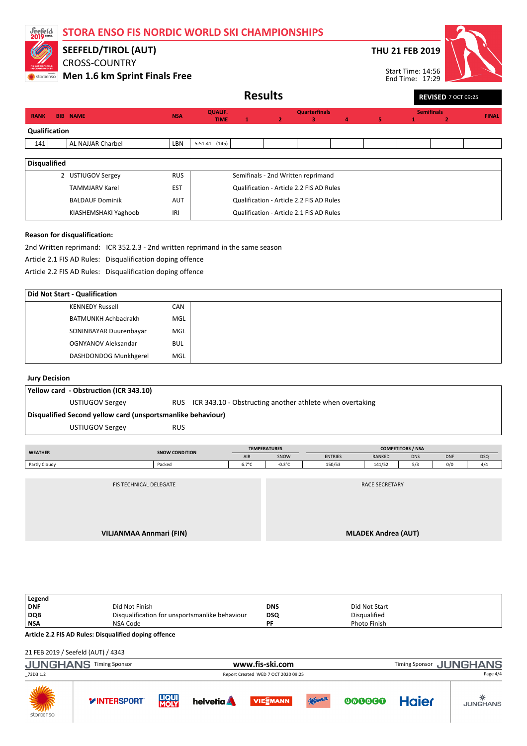# STORA ENSO FIS NORDIC WORLD SKI CHAMPIONSHIPS

## SEEFELD/TIROL (AUT)

CROSS-COUNTRY

**Men 1.6 km Sprint Finals Free**

THU 21 FEB 2019

Start Time: 14:56
End Time: 17:29

## Results

**REVISED** 7 OCT 09:25

| RANK | BIB | NAME | NSA | QUALIF. TIME | Quarterfinals 1 | 2 | 3 | 4 | 5 | Semifinals 1 | 2 | FINAL |
|---|---|---|---|---|---|---|---|---|---|---|---|---|
| **Qualification** | | | | | | | | | | | | |
| 141 | | AL NAJJAR Charbel | LBN | 5:51.41 (145) | | | | | | | | |

| Disqualified | | | |
|---|---|---|---|
| 2 | USTIUGOV Sergey | RUS | Semifinals - 2nd Written reprimand |
| | TAMMJARV Karel | EST | Qualification - Article 2.2 FIS AD Rules |
| | BALDAUF Dominik | AUT | Qualification - Article 2.2 FIS AD Rules |
| | KIASHEMSHAKI Yaghoob | IRI | Qualification - Article 2.1 FIS AD Rules |

**Reason for disqualification:**

2nd Written reprimand: ICR 352.2.3 - 2nd written reprimand in the same season

Article 2.1 FIS AD Rules: Disqualification doping offence

Article 2.2 FIS AD Rules: Disqualification doping offence

| Did Not Start - Qualification | |
|---|---|
| KENNEDY Russell | CAN |
| BATMUNKH Achbadrakh | MGL |
| SONINBAYAR Duurenbayar | MGL |
| OGNYANOV Aleksandar | BUL |
| DASHDONDOG Munkhgerel | MGL |

**Jury Decision**

| Yellow card - Obstruction (ICR 343.10) | | |
|---|---|---|
| USTIUGOV Sergey | RUS | ICR 343.10 - Obstructing another athlete when overtaking |
| **Disqualified Second yellow card (unsportsmanlike behaviour)** | | |
| USTIUGOV Sergey | RUS | |

| WEATHER | SNOW CONDITION | TEMPERATURES AIR | TEMPERATURES SNOW | COMPETITORS / NSA ENTRIES | RANKED | DNS | DNF | DSQ |
|---|---|---|---|---|---|---|---|---|
| Partly Cloudy | Packed | 6.7°C | -0.3°C | 150/53 | 141/52 | 5/3 | 0/0 | 4/4 |

| FIS TECHNICAL DELEGATE | RACE SECRETARY |
|---|---|
| **VILJANMAA Annmari (FIN)** | **MLADEK Andrea (AUT)** |

| Legend | | | |
|---|---|---|---|
| **DNF** | Did Not Finish | **DNS** | Did Not Start |
| **DQB** | Disqualification for unsportsmanlike behaviour | **DSQ** | Disqualified |
| **NSA** | NSA Code | **PF** | Photo Finish |

**Article 2.2 FIS AD Rules: Disqualified doping offence**

21 FEB 2019 / Seefeld (AUT) / 4343

_73D3 1.2 Report Created WED 7 OCT 2020 09:25